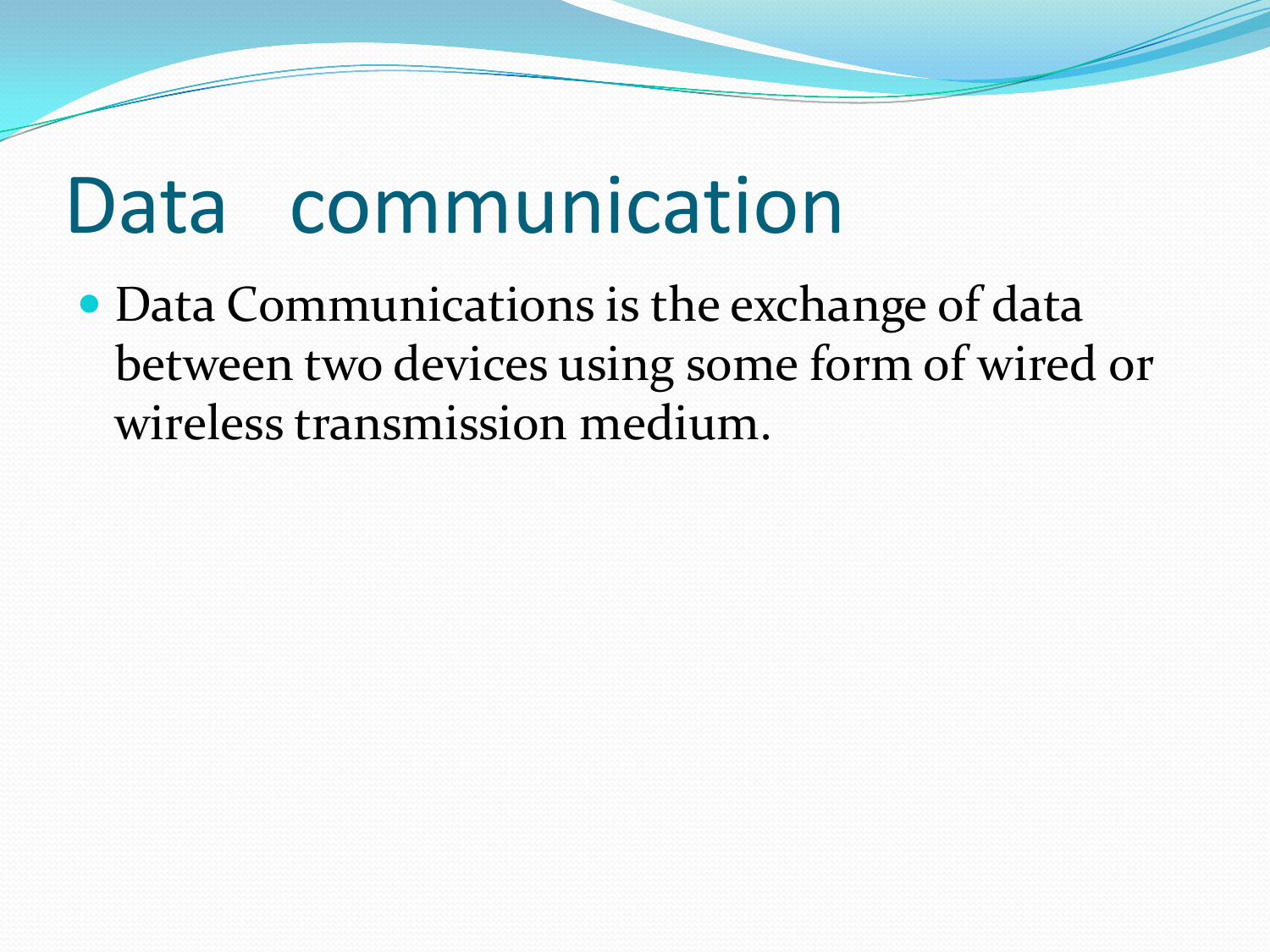# Data communication

- Data Communications is the exchange of data between two devices using some form of wired or wireless transmission medium.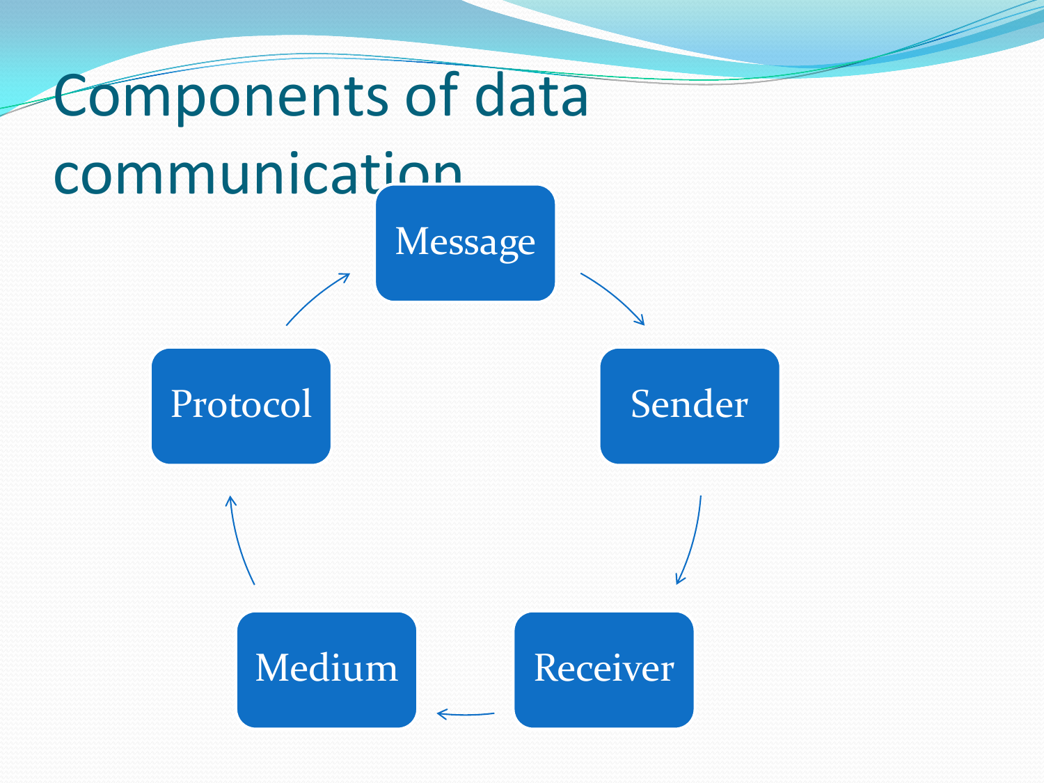# Components of data communication

- Message
- Sender
- Receiver
- Medium
- Protocol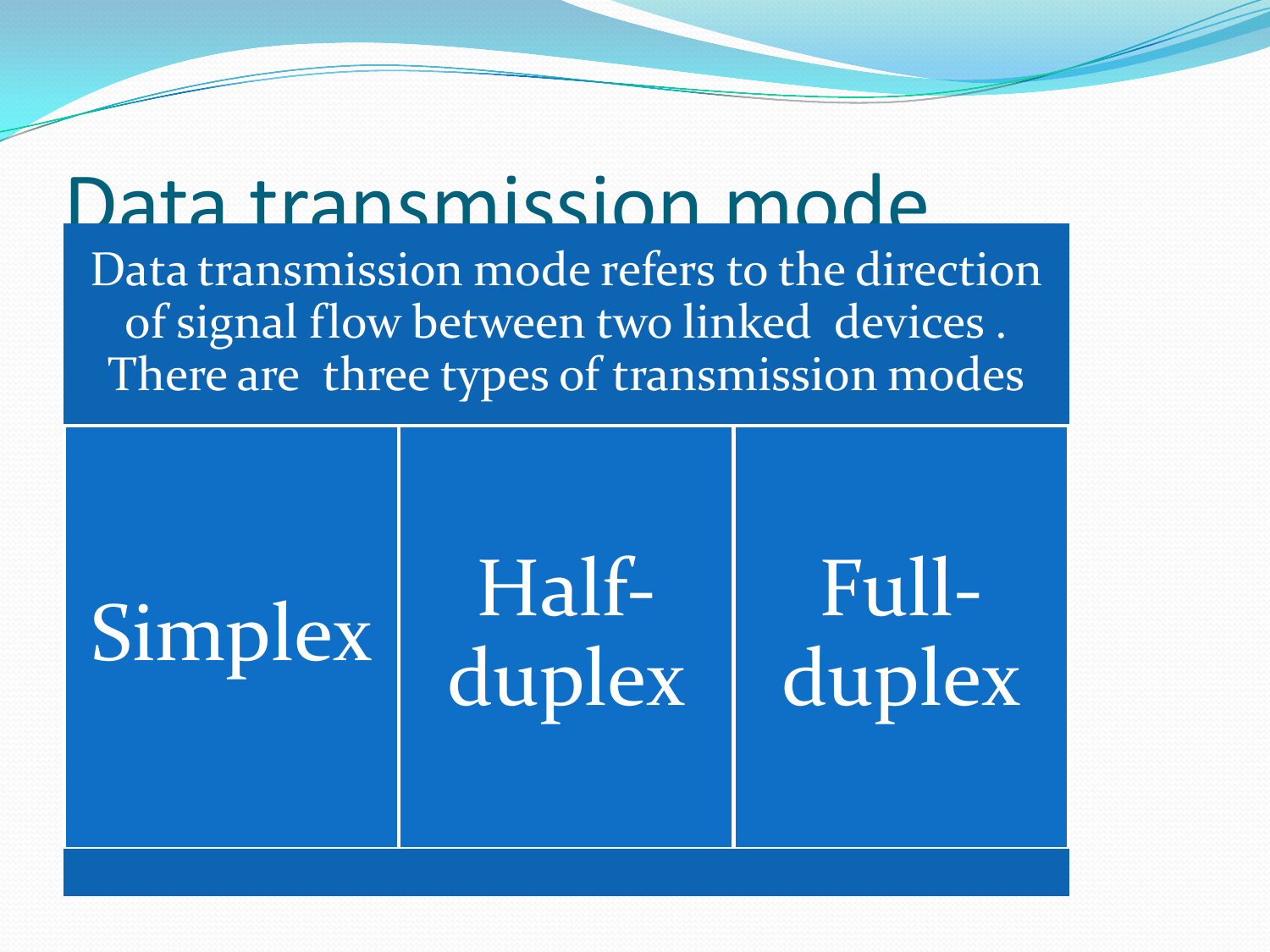# Data transmission mode

Data transmission mode refers to the direction of signal flow between two linked devices . There are three types of transmission modes

- Simplex
- Half-duplex
- Full-duplex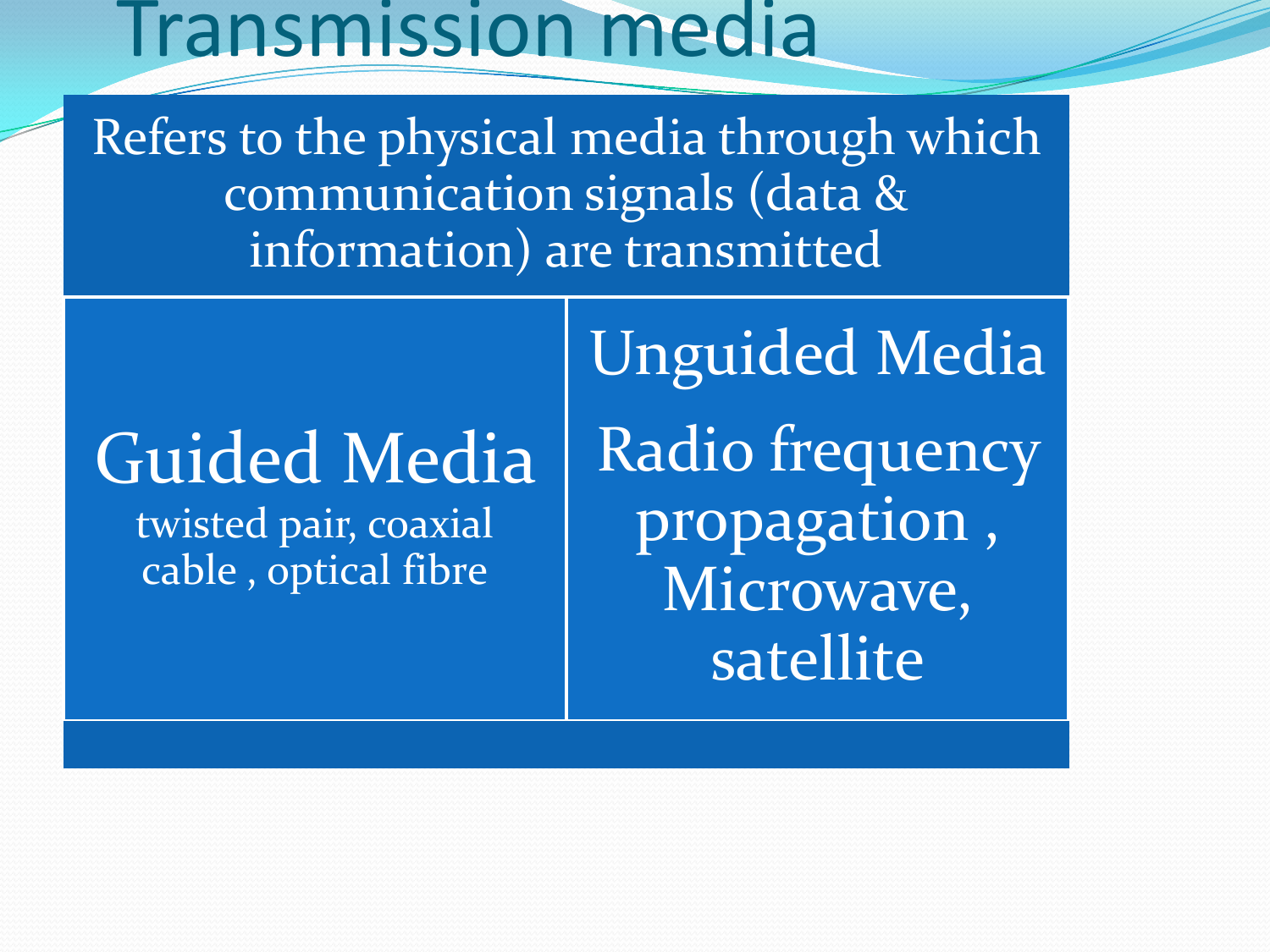# Transmission media

Refers to the physical media through which communication signals (data & information) are transmitted

| Guided Media | Unguided Media |
| --- | --- |
| twisted pair, coaxial cable , optical fibre | Radio frequency propagation , Microwave, satellite |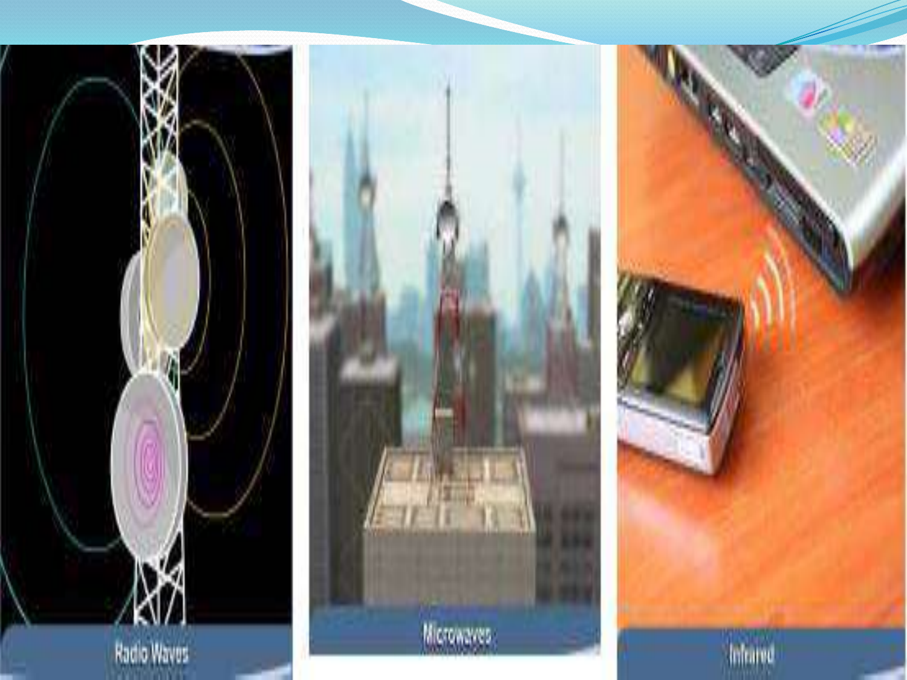Radio Waves

Microwaves

Infrared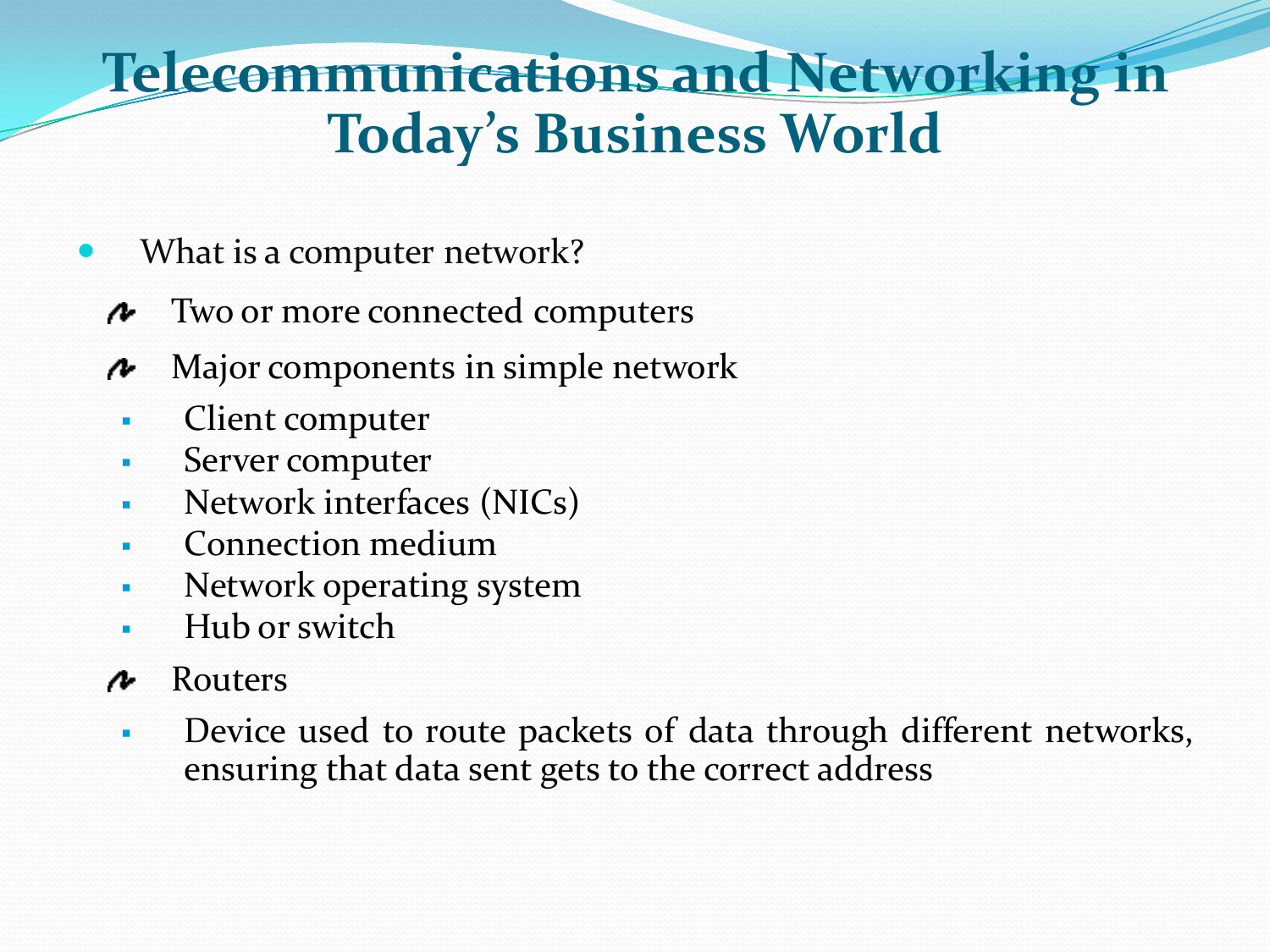# Telecommunications and Networking in Today's Business World

- What is a computer network?
  - Two or more connected computers
  - Major components in simple network
    - Client computer
    - Server computer
    - Network interfaces (NICs)
    - Connection medium
    - Network operating system
    - Hub or switch
  - Routers
    - Device used to route packets of data through different networks, ensuring that data sent gets to the correct address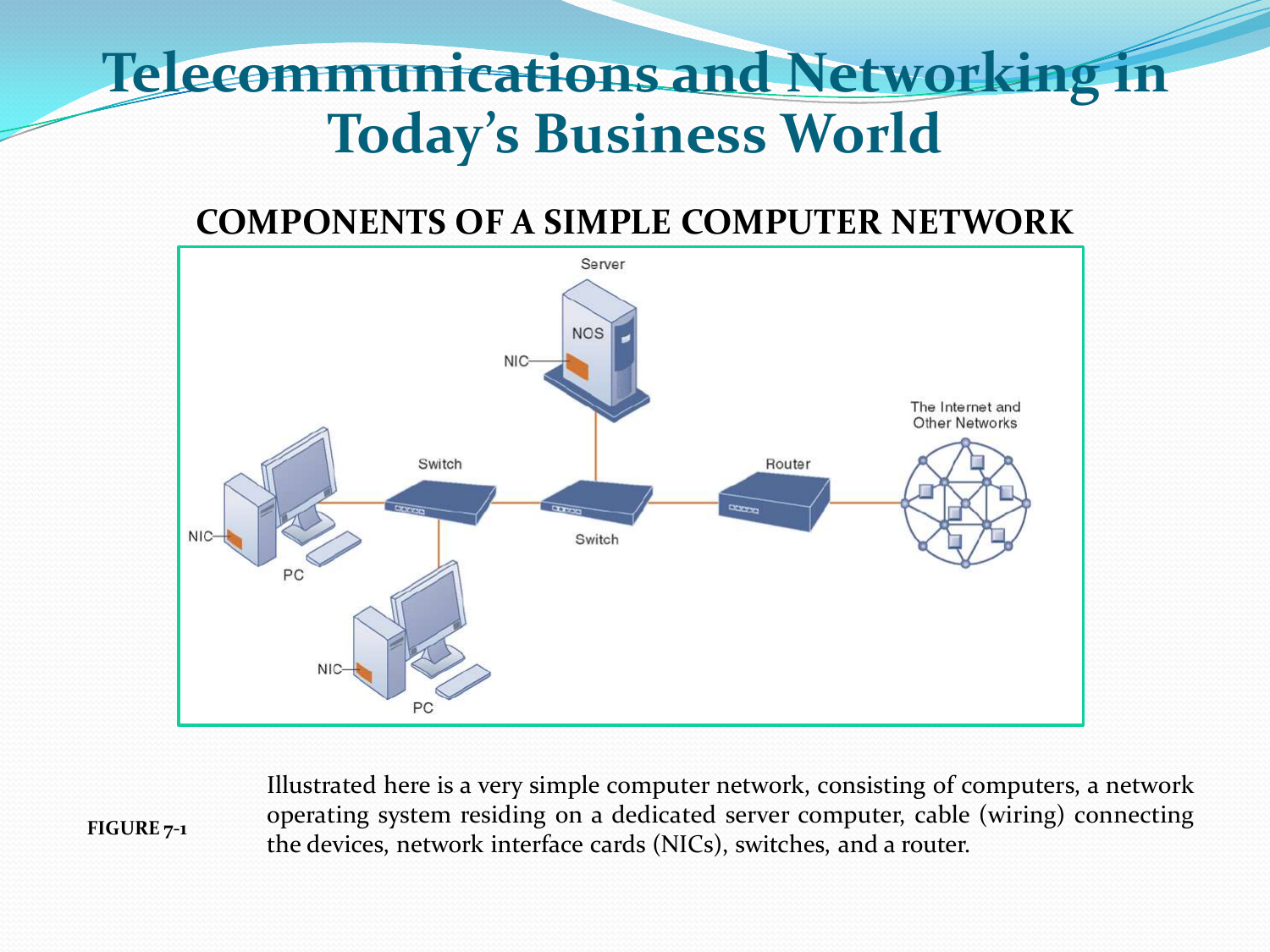# Telecommunications and Networking in Today's Business World

## COMPONENTS OF A SIMPLE COMPUTER NETWORK

**FIGURE 7-1**

Illustrated here is a very simple computer network, consisting of computers, a network operating system residing on a dedicated server computer, cable (wiring) connecting the devices, network interface cards (NICs), switches, and a router.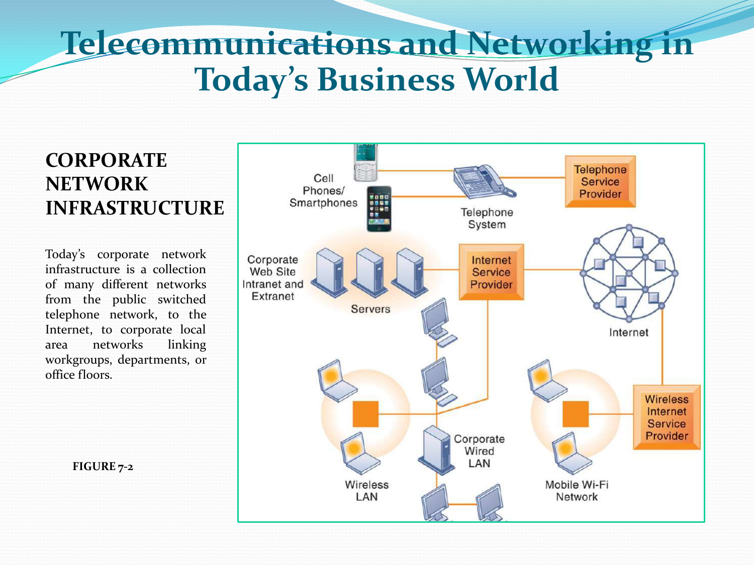# Telecommunications and Networking in Today's Business World

## CORPORATE NETWORK INFRASTRUCTURE

Today's corporate network infrastructure is a collection of many different networks from the public switched telephone network, to the Internet, to corporate local area networks linking workgroups, departments, or office floors.

**FIGURE 7-2**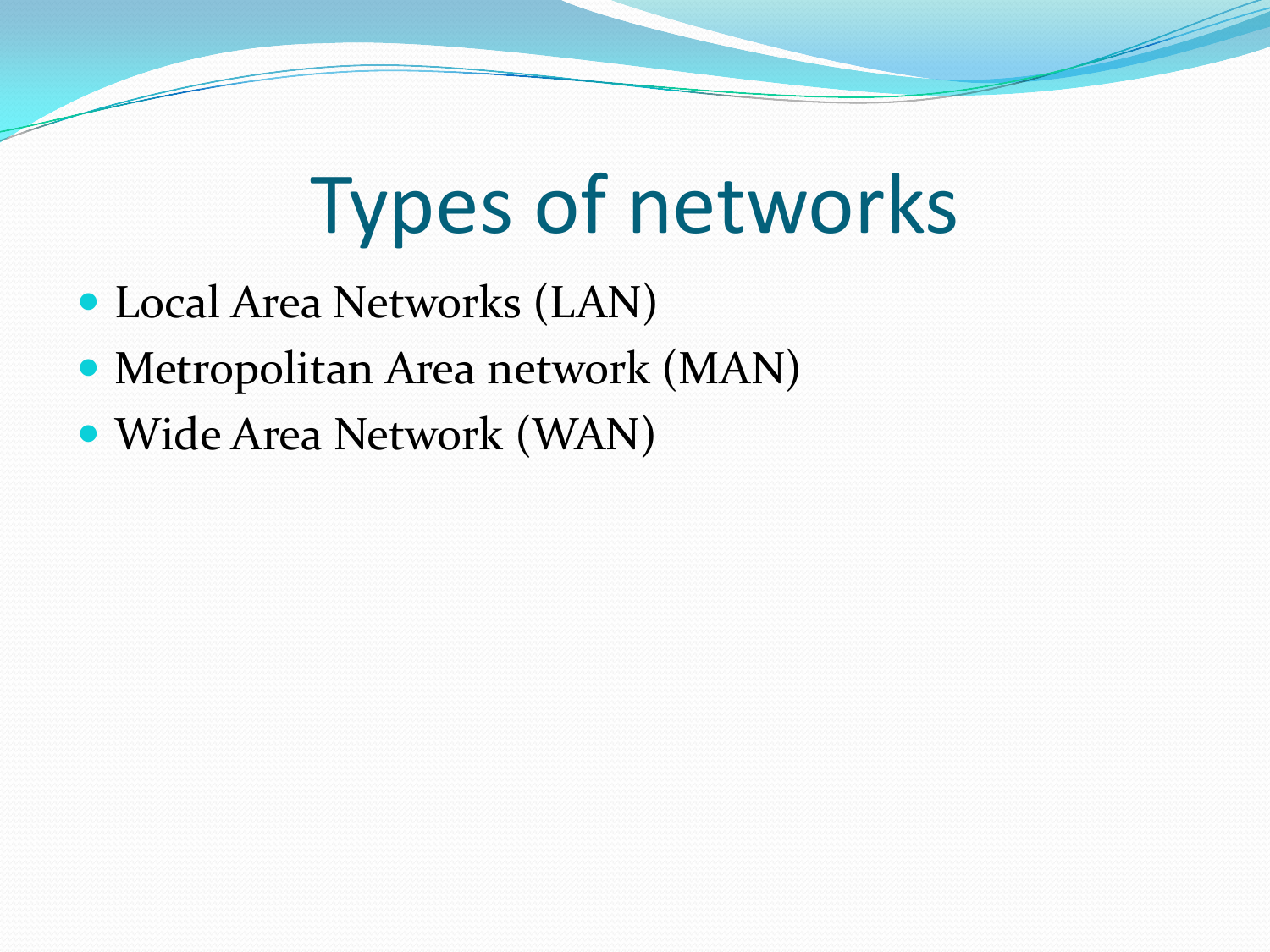# Types of networks

- Local Area Networks (LAN)
- Metropolitan Area network (MAN)
- Wide Area Network (WAN)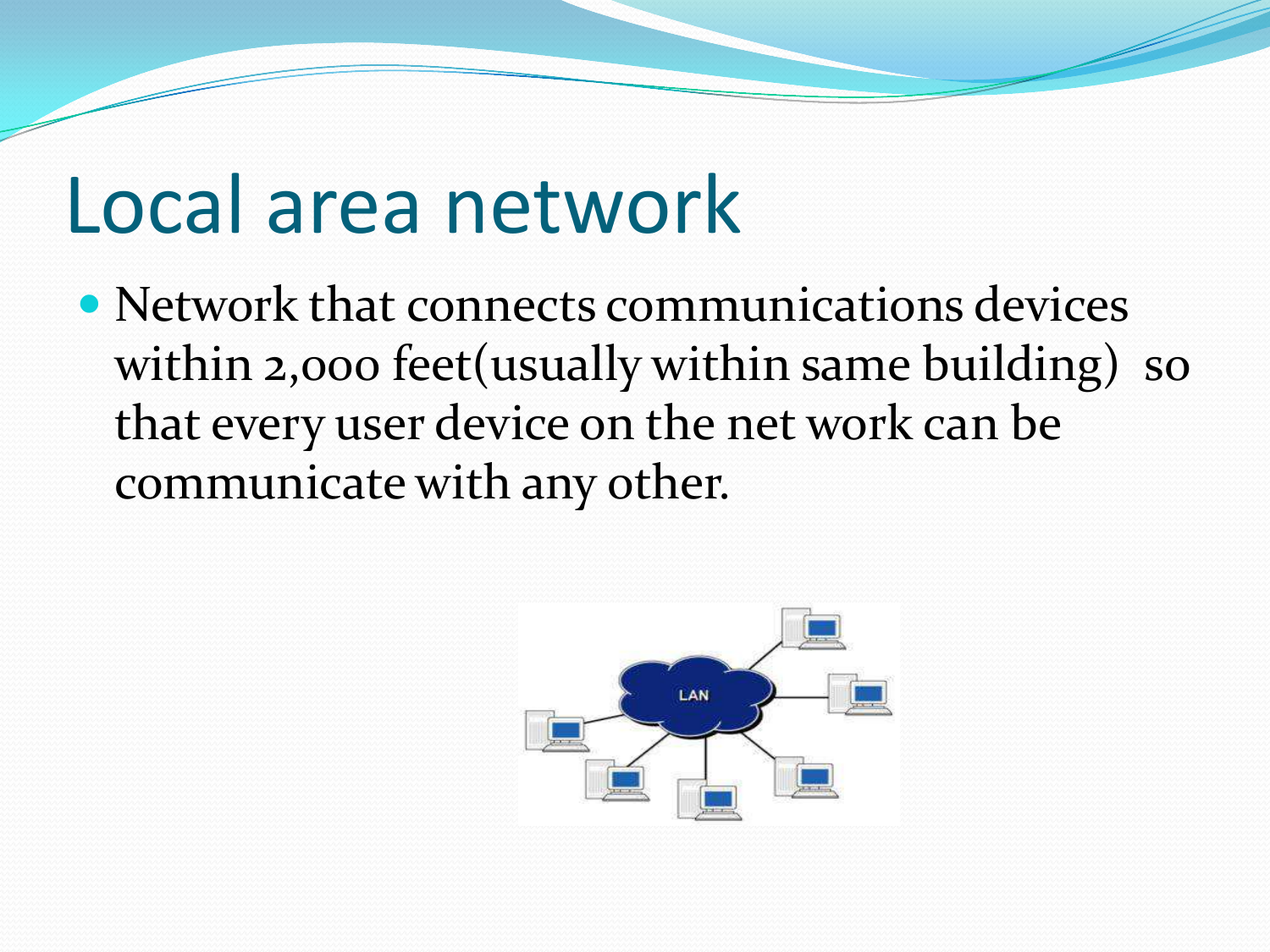# Local area network

- Network that connects communications devices within 2,000 feet(usually within same building) so that every user device on the net work can be communicate with any other.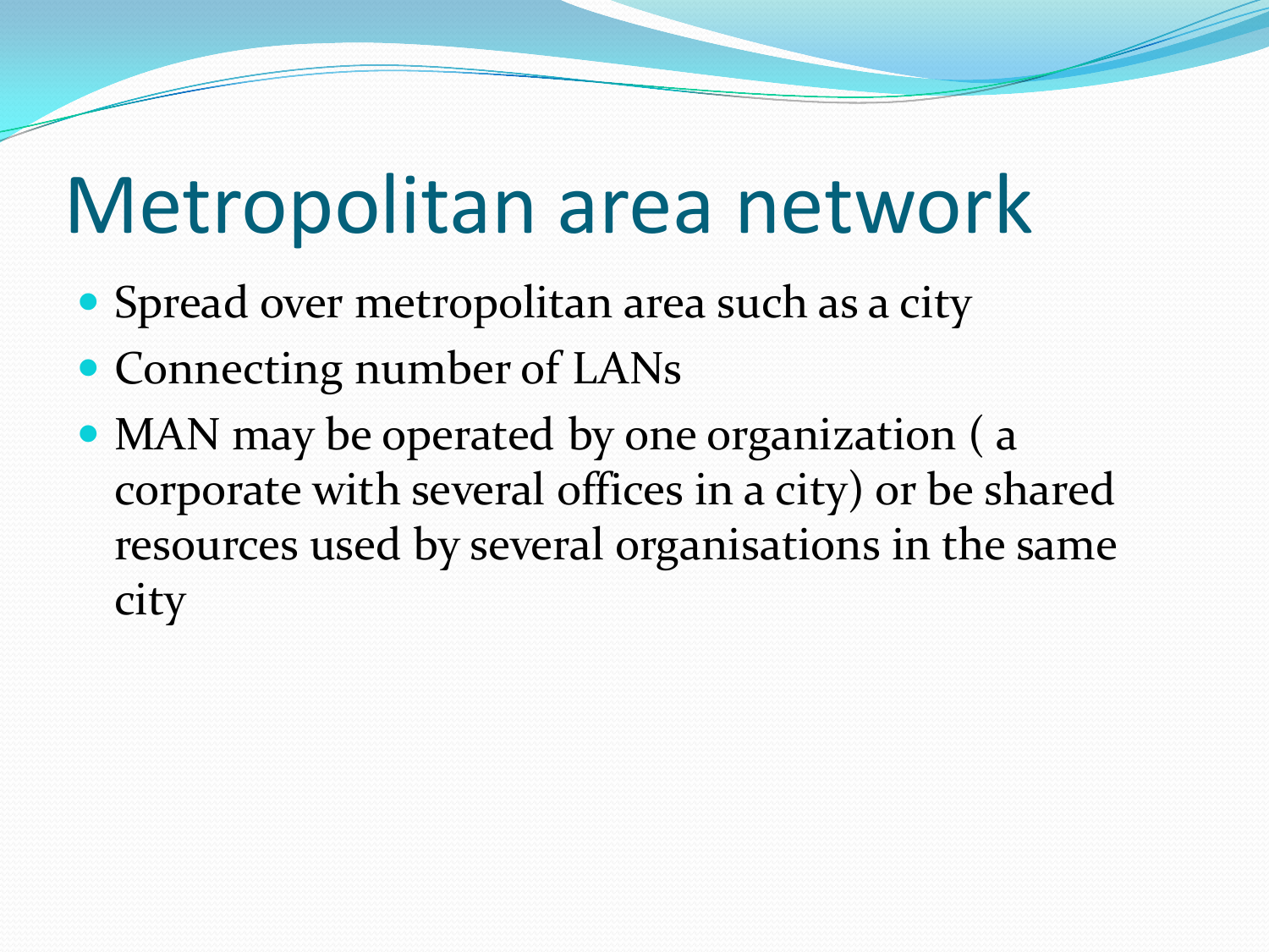# Metropolitan area network

- Spread over metropolitan area such as a city
- Connecting number of LANs
- MAN may be operated by one organization ( a corporate with several offices in a city) or be shared resources used by several organisations in the same city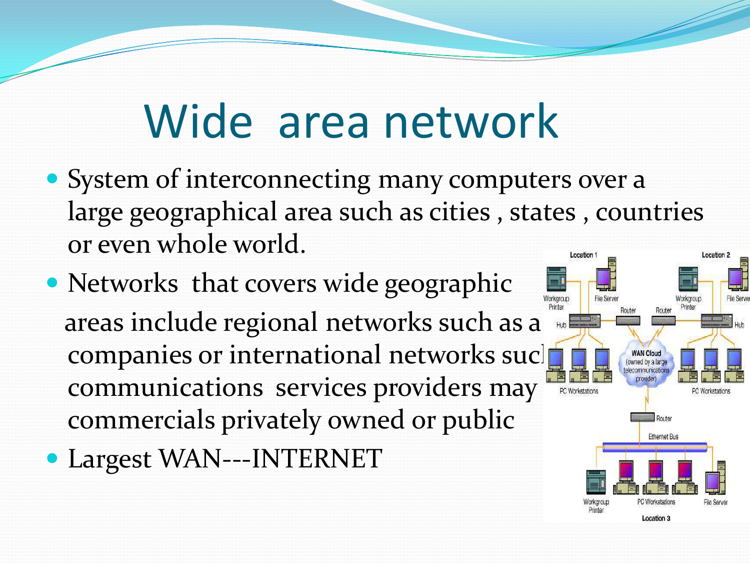# Wide area network

- System of interconnecting many computers over a large geographical area such as cities , states , countries or even whole world.
- Networks that covers wide geographic areas include regional networks such as a companies or international networks suc communications services providers may commercials privately owned or public
- Largest WAN---INTERNET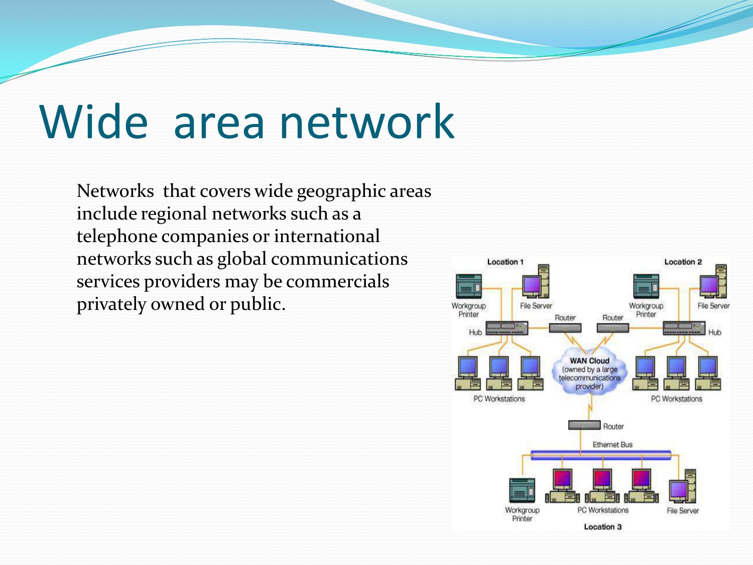# Wide area network

Networks that covers wide geographic areas include regional networks such as a telephone companies or international networks such as global communications services providers may be commercials privately owned or public.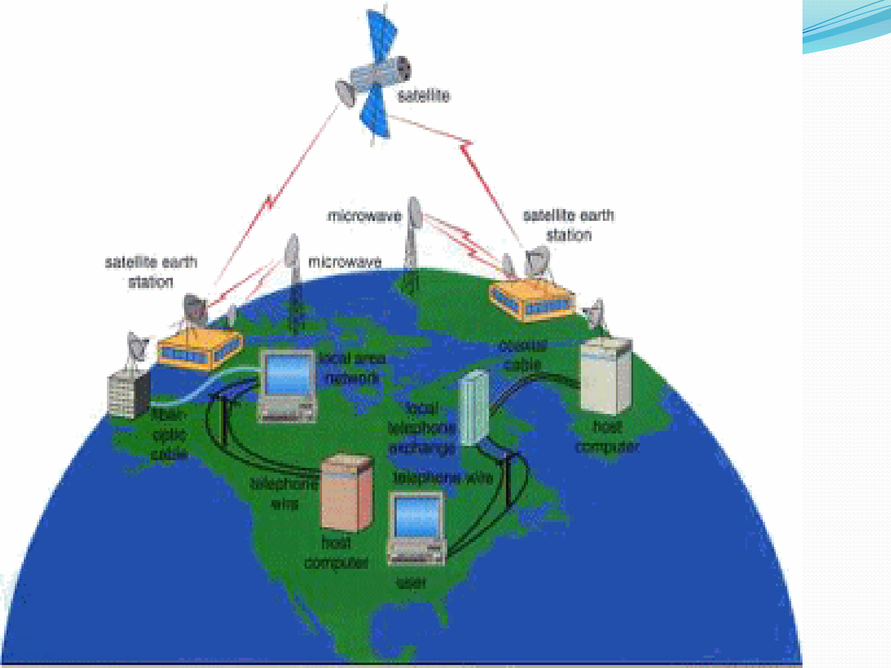satellite

microwave

satellite earth station

satellite earth station

microwave

local area network

coaxial cable

fiber optic cable

local telephone exchange

host computer

telephone wire

telephone wire

host computer

user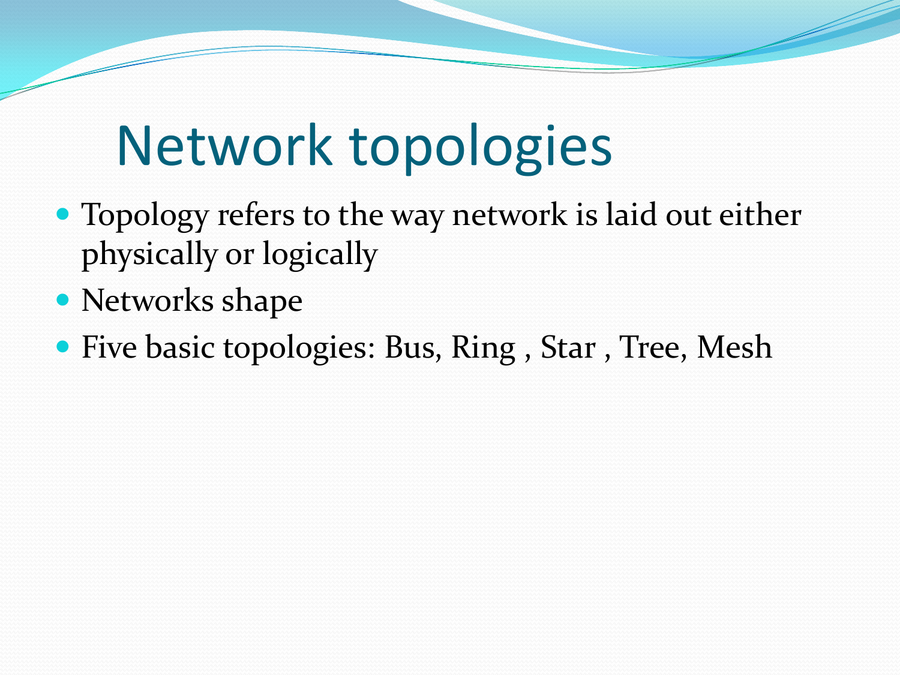# Network topologies

- Topology refers to the way network is laid out either physically or logically
- Networks shape
- Five basic topologies: Bus, Ring , Star , Tree, Mesh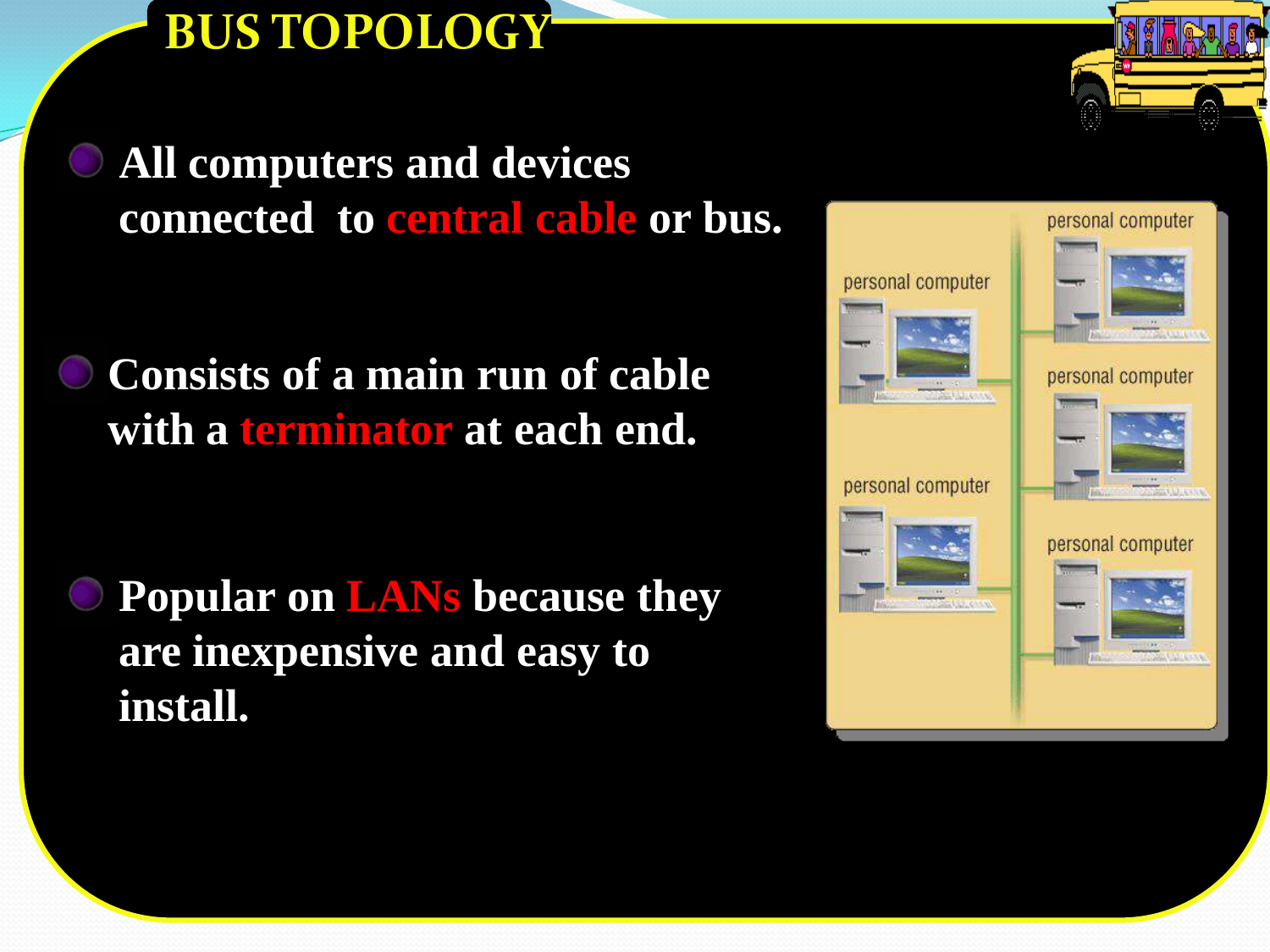# BUS TOPOLOGY

- All computers and devices connected to central cable or bus.
- Consists of a main run of cable with a terminator at each end.
- Popular on LANs because they are inexpensive and easy to install.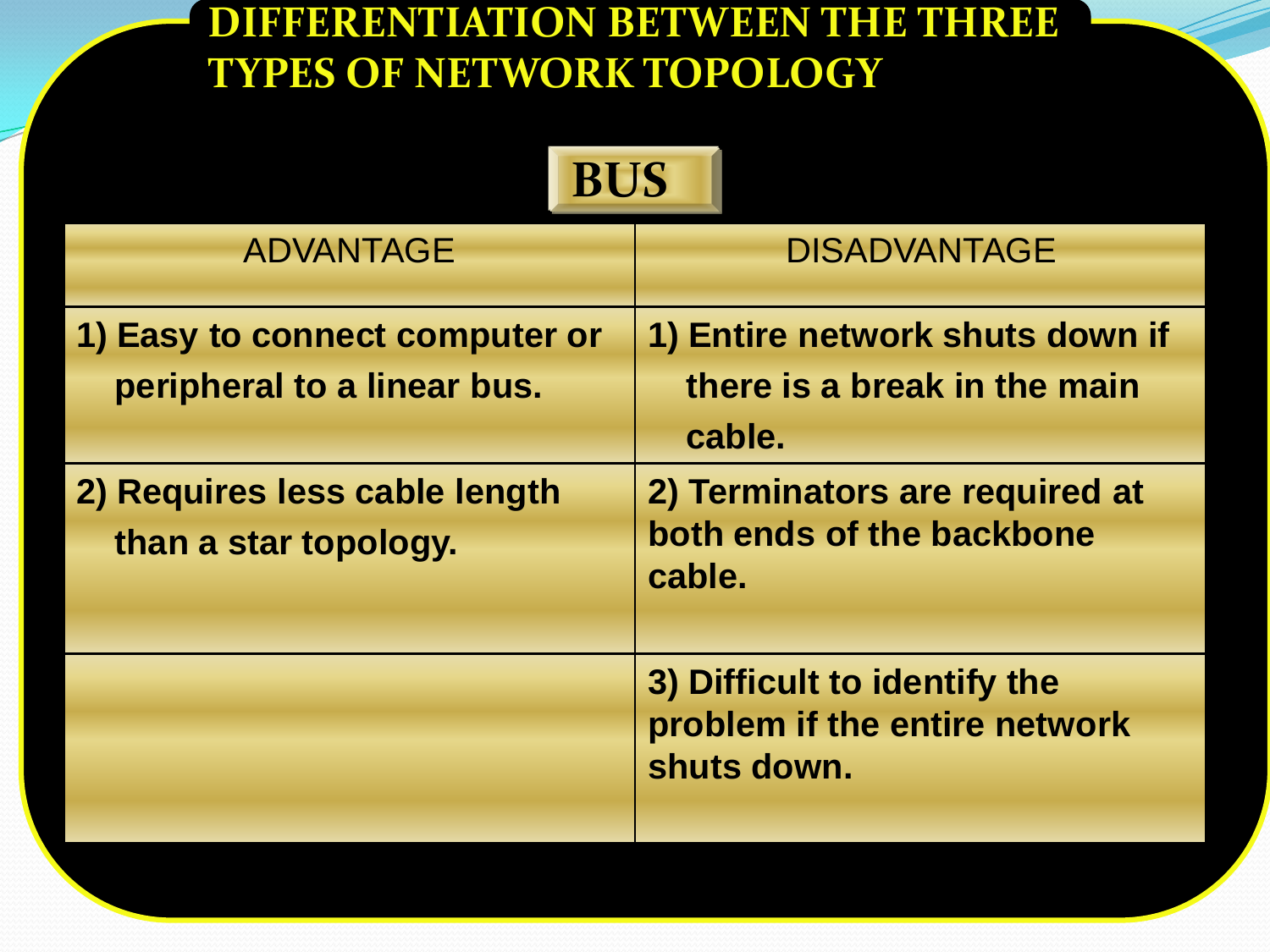# DIFFERENTIATION BETWEEN THE THREE TYPES OF NETWORK TOPOLOGY

## BUS

| ADVANTAGE | DISADVANTAGE |
| --- | --- |
| **1) Easy to connect computer or peripheral to a linear bus.** | **1) Entire network shuts down if there is a break in the main cable.** |
| **2) Requires less cable length than a star topology.** | **2) Terminators are required at both ends of the backbone cable.** |
| | **3) Difficult to identify the problem if the entire network shuts down.** |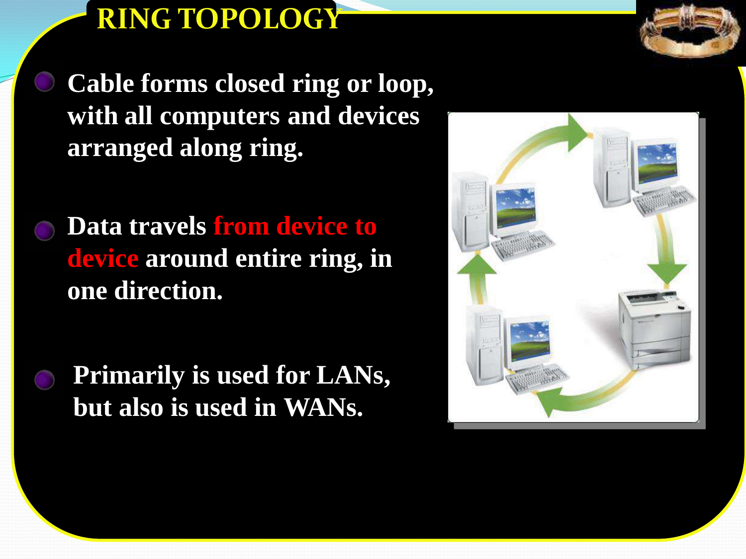# RING TOPOLOGY

- **Cable forms closed ring or loop, with all computers and devices arranged along ring.**

- **Data travels from device to device around entire ring, in one direction.**

- **Primarily is used for LANs, but also is used in WANs.**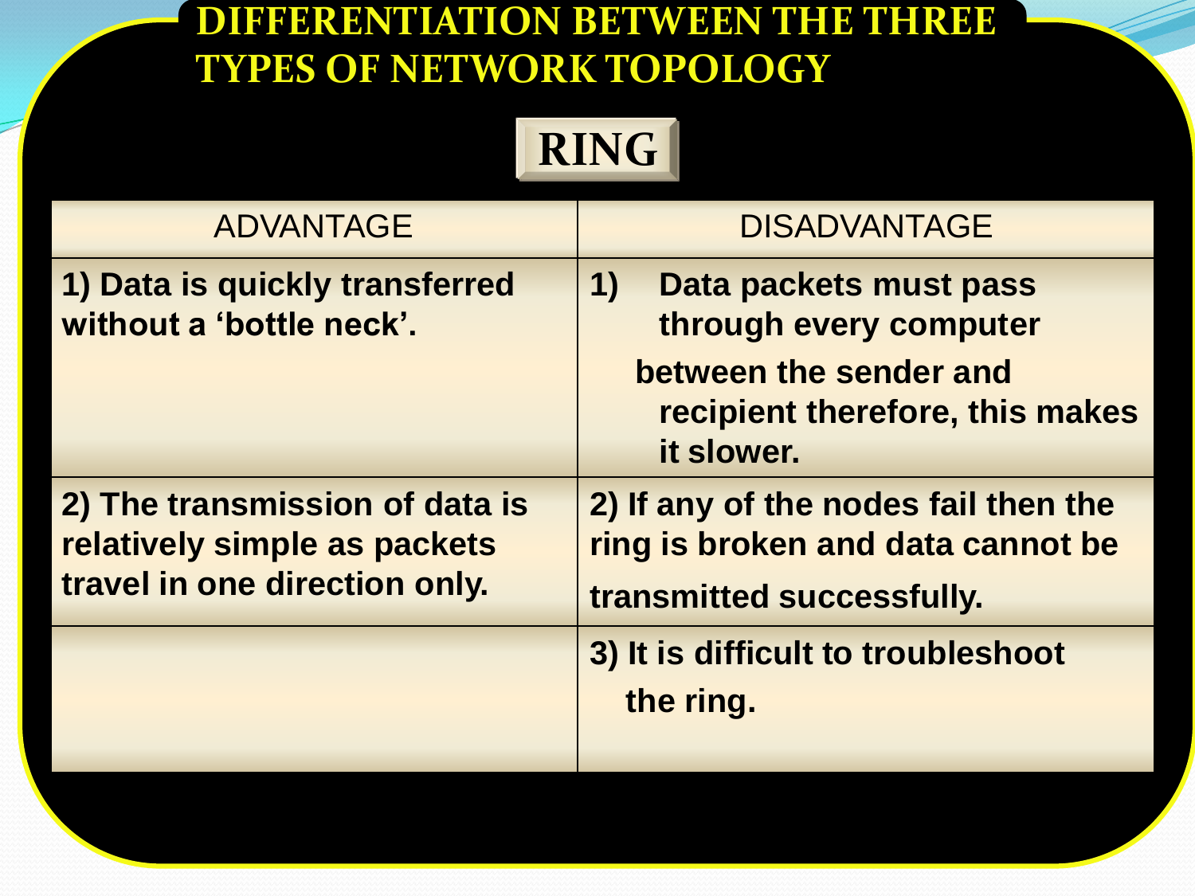# DIFFERENTIATION BETWEEN THE THREE TYPES OF NETWORK TOPOLOGY

## RING

| ADVANTAGE | DISADVANTAGE |
|---|---|
| **1) Data is quickly transferred without a 'bottle neck'.** | **1) Data packets must pass through every computer between the sender and recipient therefore, this makes it slower.** |
| **2) The transmission of data is relatively simple as packets travel in one direction only.** | **2) If any of the nodes fail then the ring is broken and data cannot be transmitted successfully.** |
| | **3) It is difficult to troubleshoot the ring.** |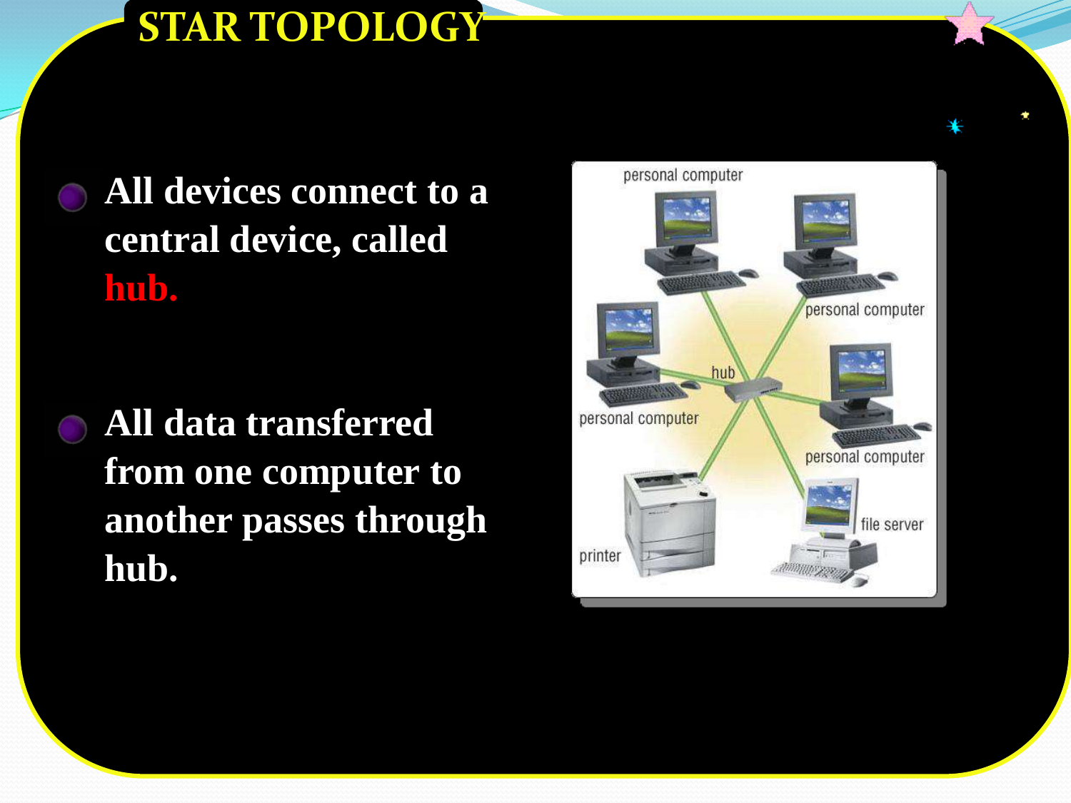# STAR TOPOLOGY

- **All devices connect to a central device, called hub.**
- **All data transferred from one computer to another passes through hub.**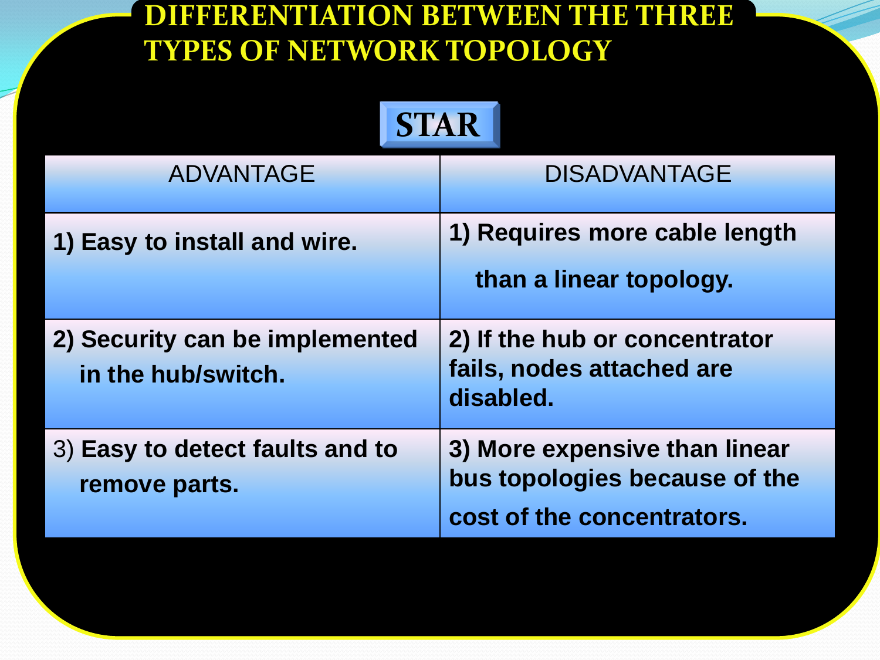# DIFFERENTIATION BETWEEN THE THREE TYPES OF NETWORK TOPOLOGY

## STAR

| ADVANTAGE | DISADVANTAGE |
|---|---|
| **1) Easy to install and wire.** | **1) Requires more cable length than a linear topology.** |
| **2) Security can be implemented in the hub/switch.** | **2) If the hub or concentrator fails, nodes attached are disabled.** |
| 3) **Easy to detect faults and to remove parts.** | **3) More expensive than linear bus topologies because of the cost of the concentrators.** |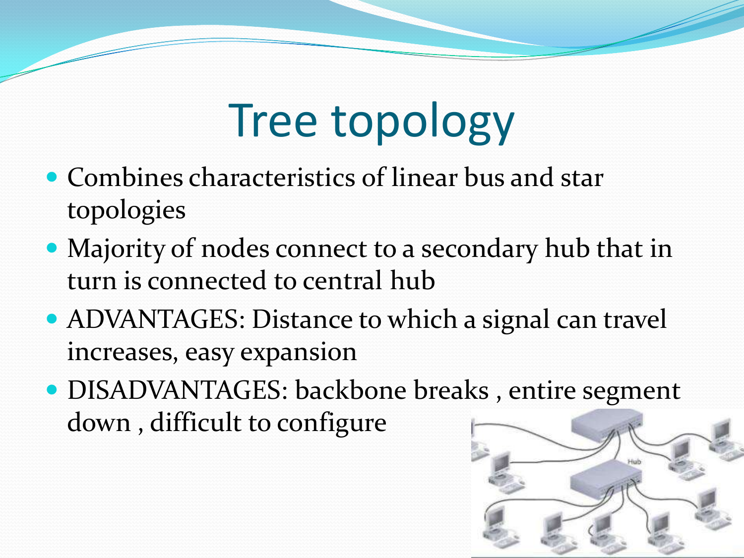# Tree topology

- Combines characteristics of linear bus and star topologies
- Majority of nodes connect to a secondary hub that in turn is connected to central hub
- ADVANTAGES: Distance to which a signal can travel increases, easy expansion
- DISADVANTAGES: backbone breaks , entire segment down , difficult to configure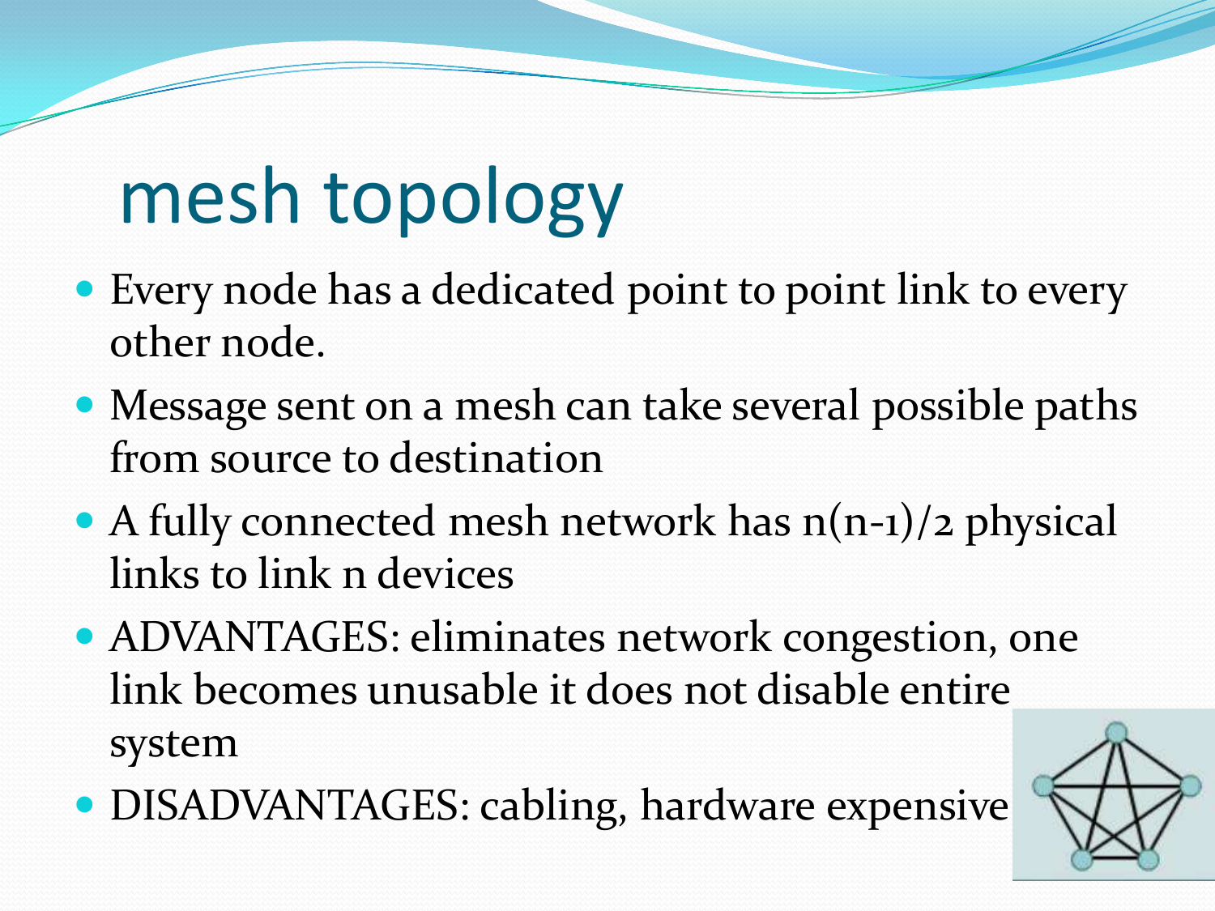# mesh topology

- Every node has a dedicated point to point link to every other node.
- Message sent on a mesh can take several possible paths from source to destination
- A fully connected mesh network has $n(n-1)/2$ physical links to link n devices
- ADVANTAGES: eliminates network congestion, one link becomes unusable it does not disable entire system
- DISADVANTAGES: cabling, hardware expensive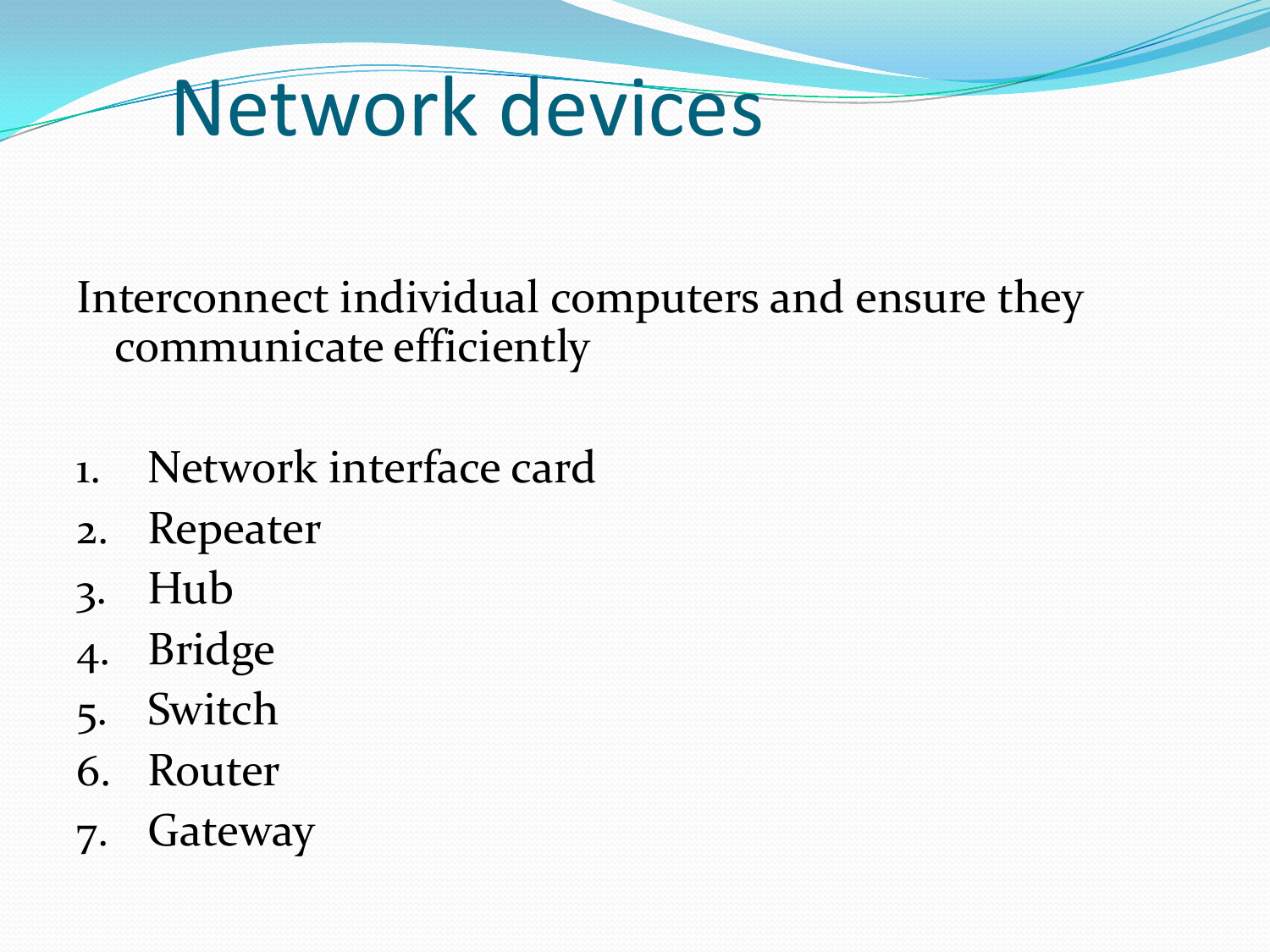# Network devices

Interconnect individual computers and ensure they communicate efficiently

1. Network interface card
2. Repeater
3. Hub
4. Bridge
5. Switch
6. Router
7. Gateway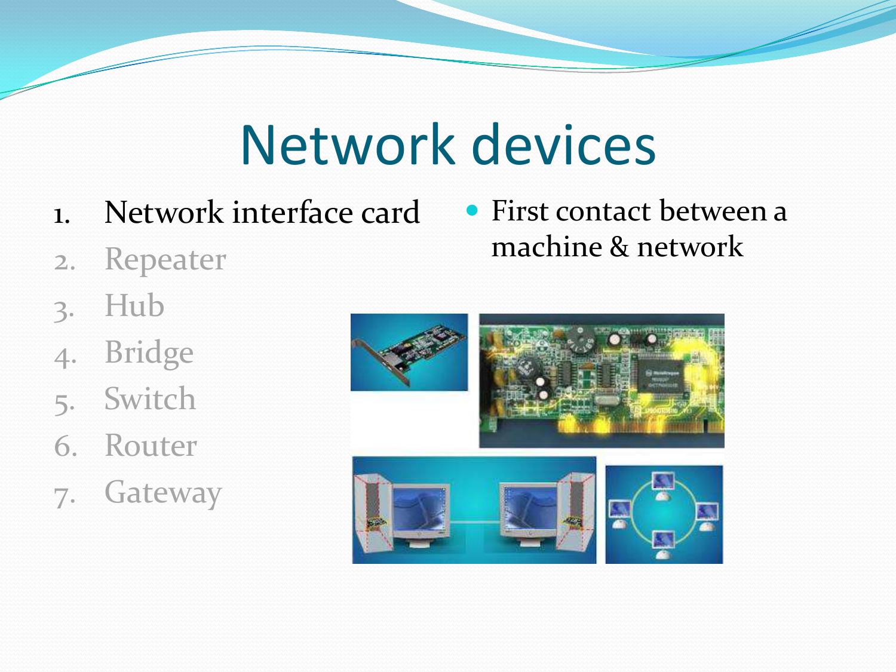# Network devices

1. Network interface card
2. Repeater
3. Hub
4. Bridge
5. Switch
6. Router
7. Gateway

- First contact between a machine & network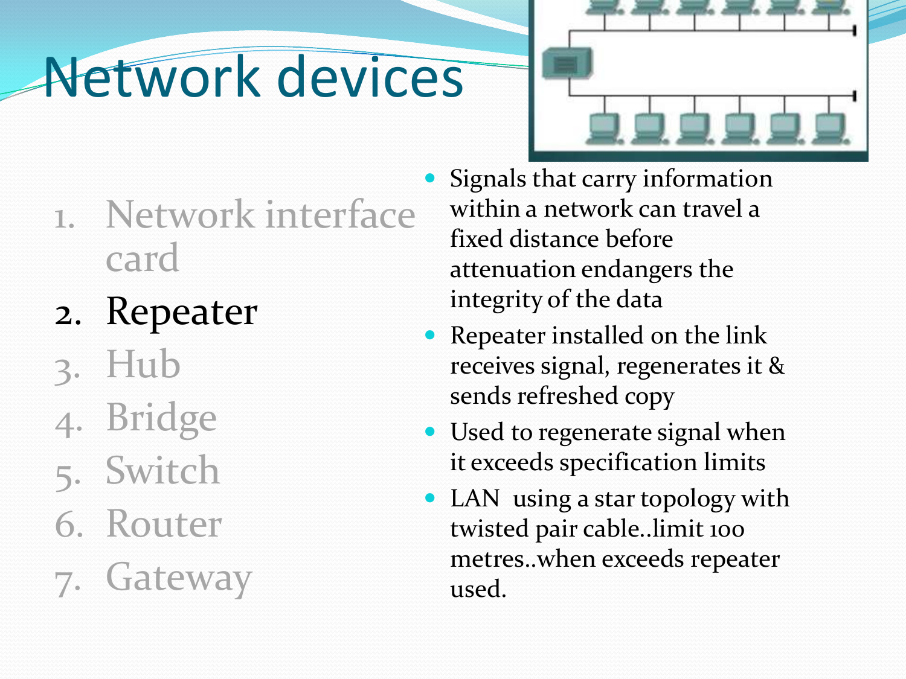# Network devices

1. Network interface card
2. Repeater
3. Hub
4. Bridge
5. Switch
6. Router
7. Gateway

- Signals that carry information within a network can travel a fixed distance before attenuation endangers the integrity of the data
- Repeater installed on the link receives signal, regenerates it & sends refreshed copy
- Used to regenerate signal when it exceeds specification limits
- LAN using a star topology with twisted pair cable..limit 100 metres..when exceeds repeater used.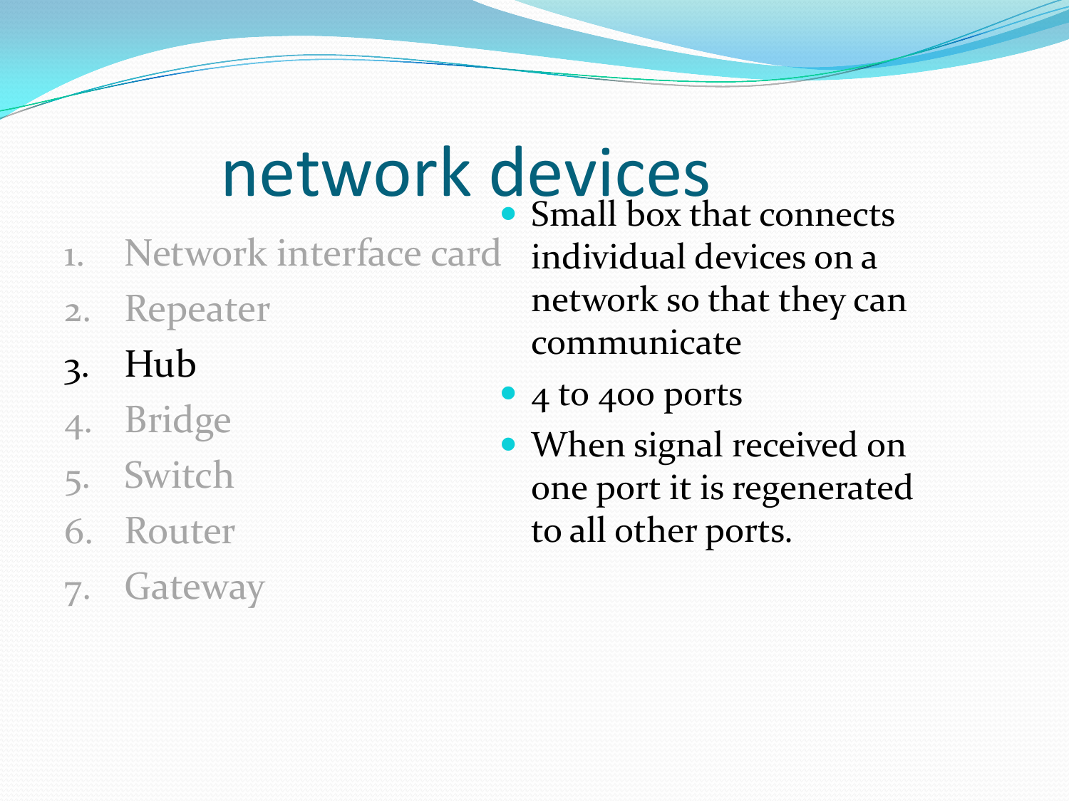# network devices

1. Network interface card
2. Repeater
3. Hub
4. Bridge
5. Switch
6. Router
7. Gateway

- Small box that connects individual devices on a network so that they can communicate
- 4 to 400 ports
- When signal received on one port it is regenerated to all other ports.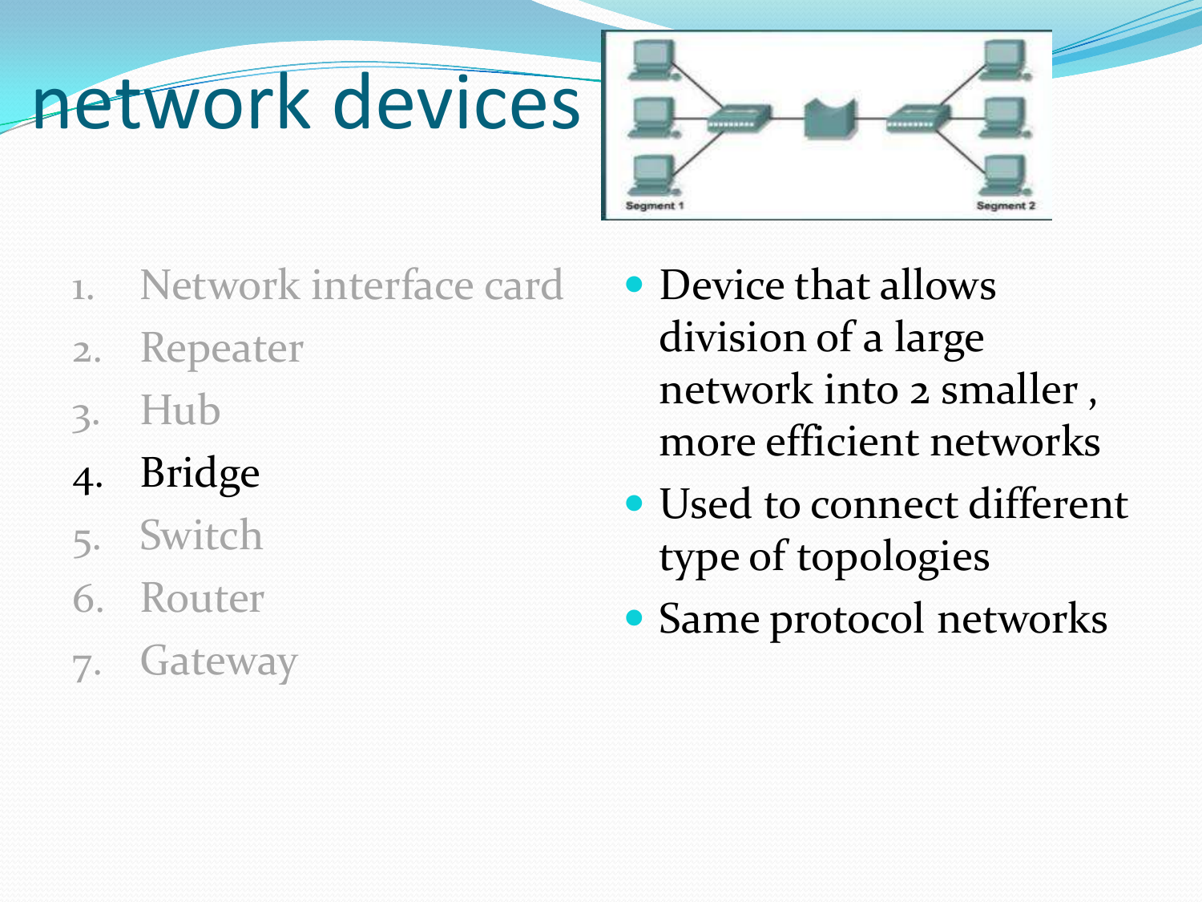# network devices

1. Network interface card
2. Repeater
3. Hub
4. Bridge
5. Switch
6. Router
7. Gateway

- Device that allows division of a large network into 2 smaller , more efficient networks
- Used to connect different type of topologies
- Same protocol networks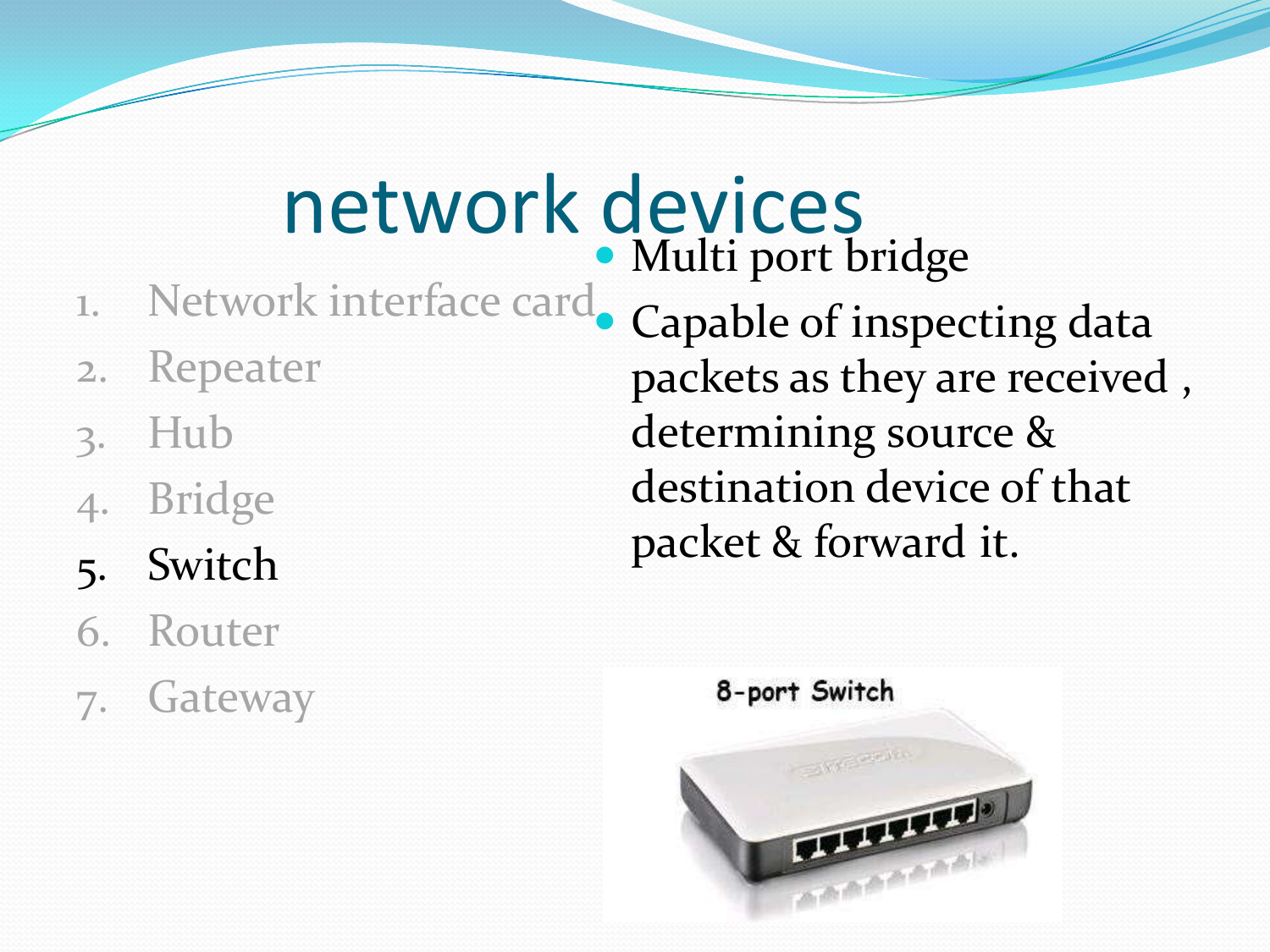# network devices

1. Network interface card
2. Repeater
3. Hub
4. Bridge
5. Switch
6. Router
7. Gateway

- Multi port bridge
- Capable of inspecting data packets as they are received , determining source & destination device of that packet & forward it.

8-port Switch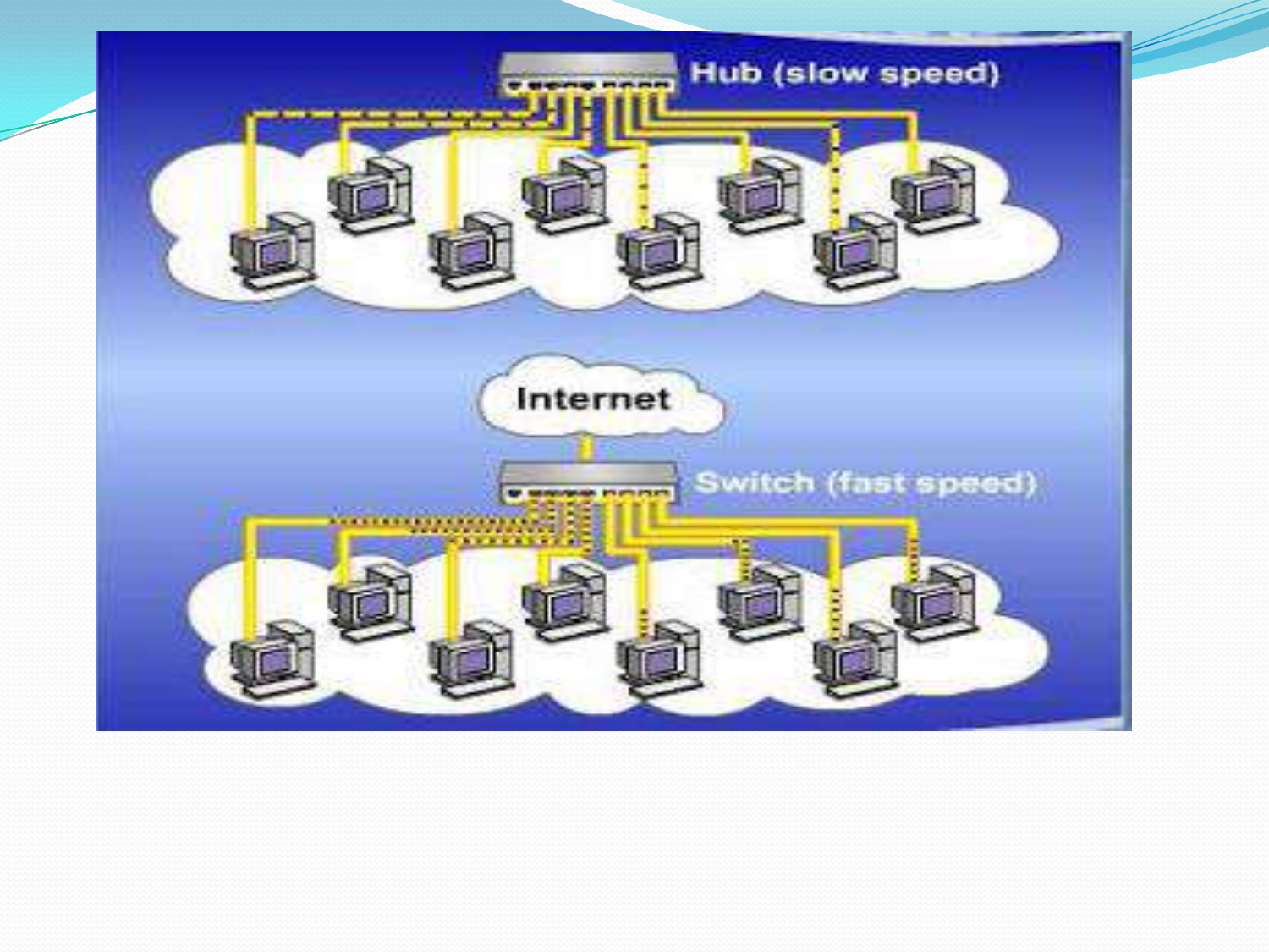Hub (slow speed)

Internet

Switch (fast speed)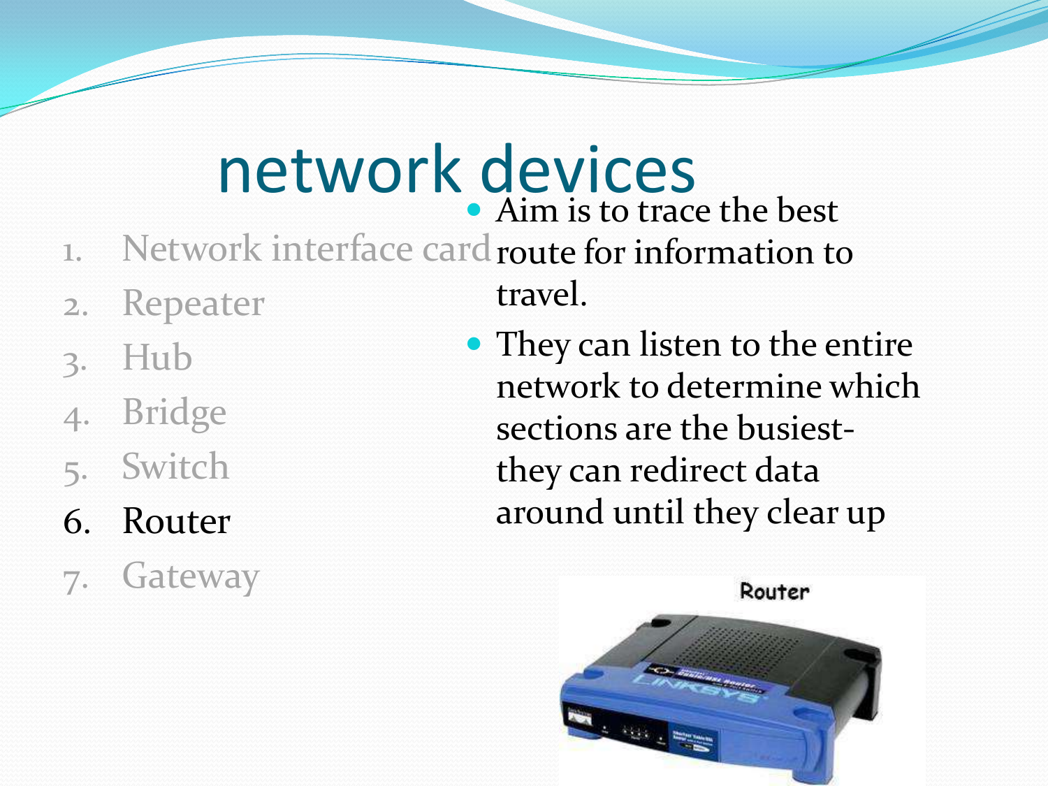# network devices

1. Network interface card
2. Repeater
3. Hub
4. Bridge
5. Switch
6. Router
7. Gateway

- Aim is to trace the best route for information to travel.
- They can listen to the entire network to determine which sections are the busiest-they can redirect data around until they clear up

Router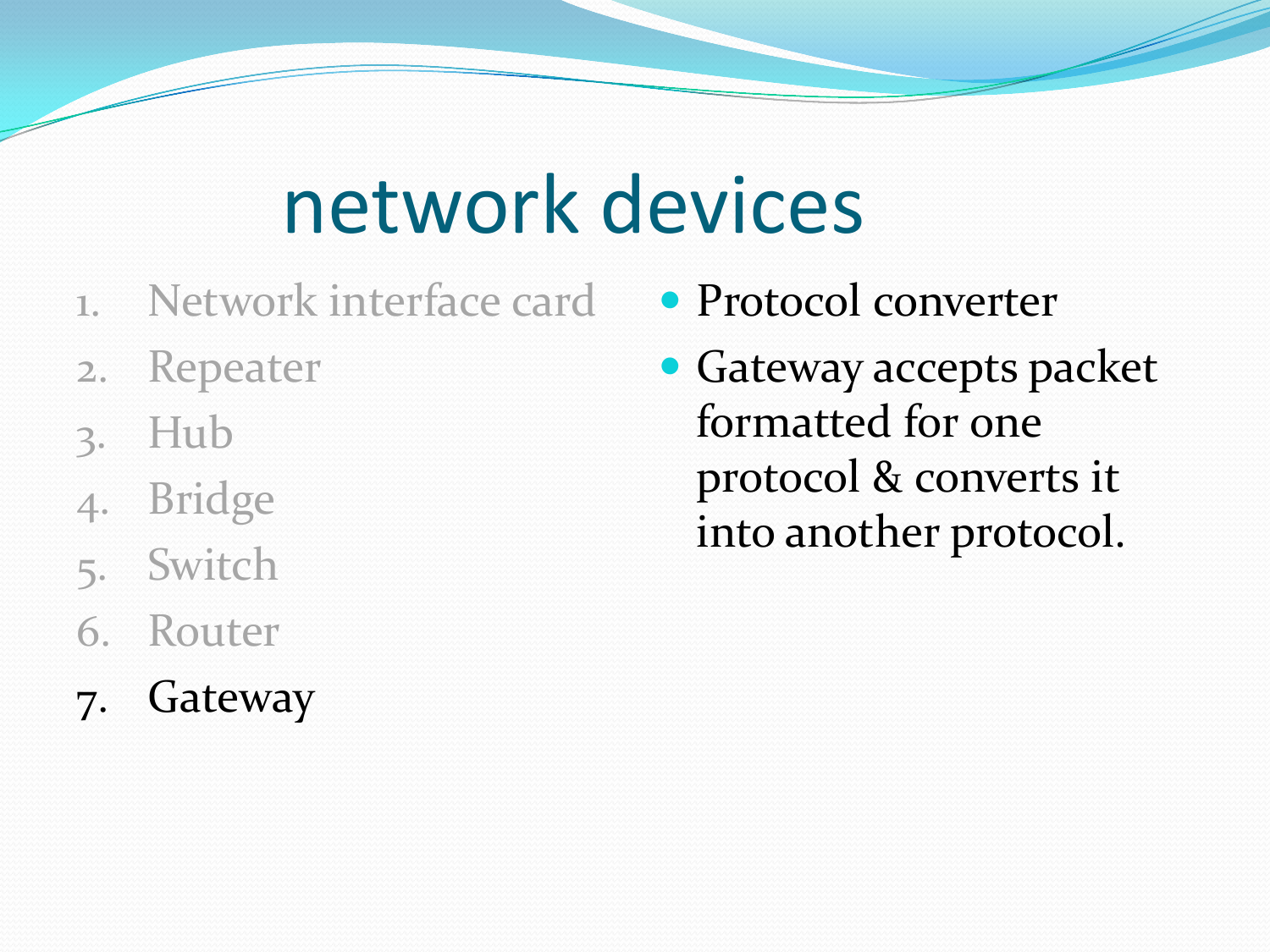# network devices

1. Network interface card
2. Repeater
3. Hub
4. Bridge
5. Switch
6. Router
7. Gateway

- Protocol converter
- Gateway accepts packet formatted for one protocol & converts it into another protocol.